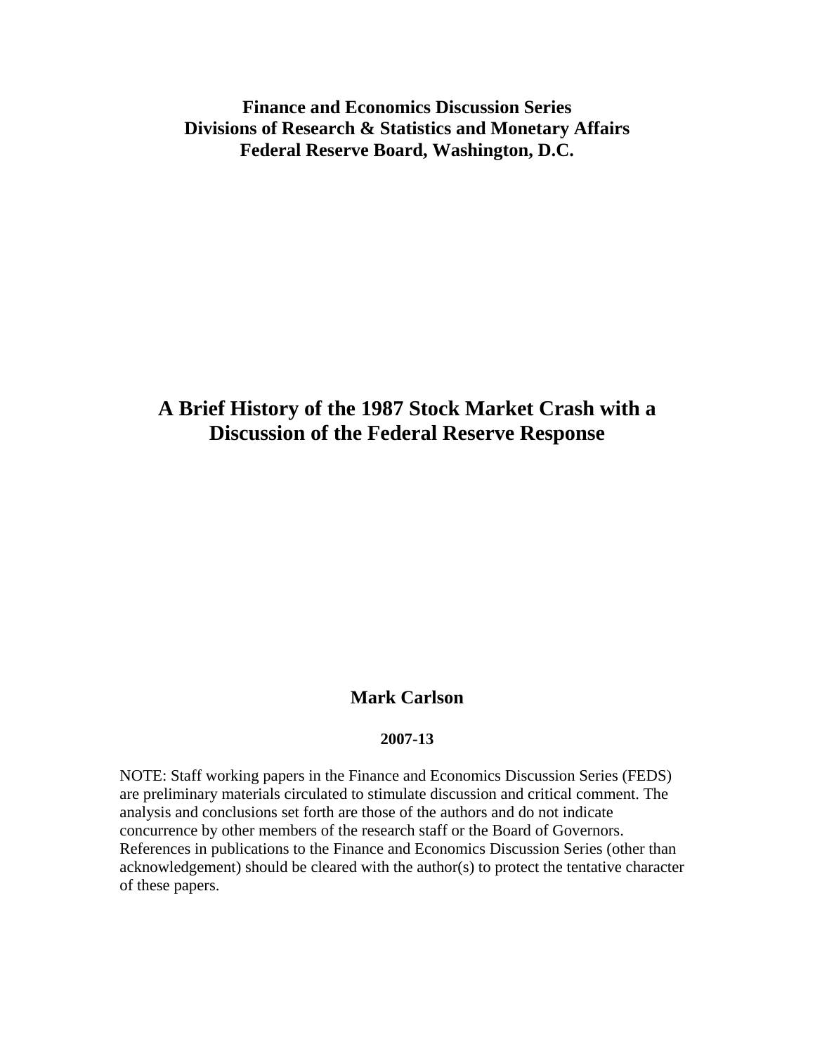**Finance and Economics Discussion Series**
**Divisions of Research & Statistics and Monetary Affairs**
**Federal Reserve Board, Washington, D.C.**

# A Brief History of the 1987 Stock Market Crash with a Discussion of the Federal Reserve Response

**Mark Carlson**

**2007-13**

NOTE: Staff working papers in the Finance and Economics Discussion Series (FEDS) are preliminary materials circulated to stimulate discussion and critical comment. The analysis and conclusions set forth are those of the authors and do not indicate concurrence by other members of the research staff or the Board of Governors. References in publications to the Finance and Economics Discussion Series (other than acknowledgement) should be cleared with the author(s) to protect the tentative character of these papers.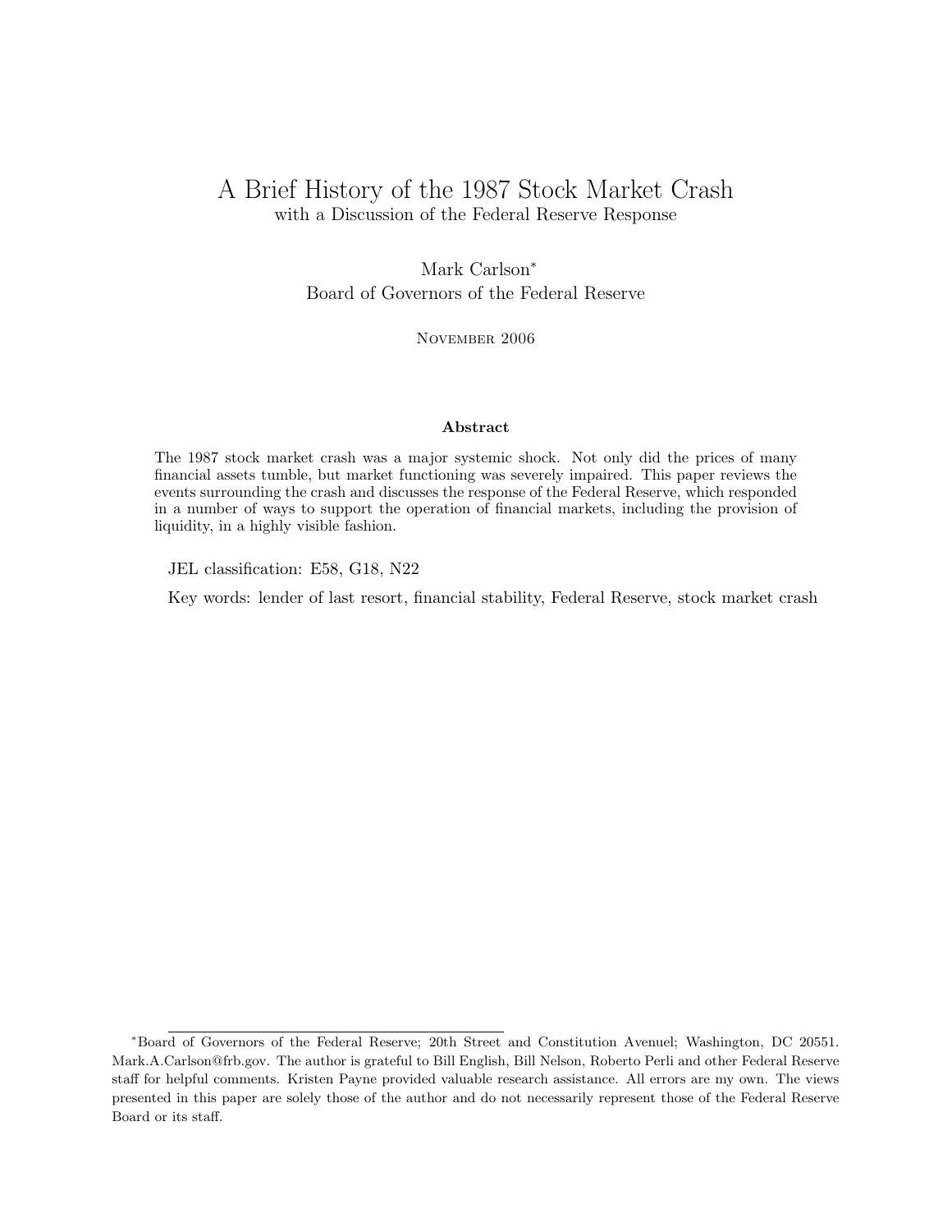# A Brief History of the 1987 Stock Market Crash

with a Discussion of the Federal Reserve Response

Mark Carlson*

Board of Governors of the Federal Reserve

November 2006

**Abstract**

The 1987 stock market crash was a major systemic shock. Not only did the prices of many financial assets tumble, but market functioning was severely impaired. This paper reviews the events surrounding the crash and discusses the response of the Federal Reserve, which responded in a number of ways to support the operation of financial markets, including the provision of liquidity, in a highly visible fashion.

JEL classification: E58, G18, N22

Key words: lender of last resort, financial stability, Federal Reserve, stock market crash

---

*Board of Governors of the Federal Reserve; 20th Street and Constitution Avenuel; Washington, DC 20551. Mark.A.Carlson@frb.gov. The author is grateful to Bill English, Bill Nelson, Roberto Perli and other Federal Reserve staff for helpful comments. Kristen Payne provided valuable research assistance. All errors are my own. The views presented in this paper are solely those of the author and do not necessarily represent those of the Federal Reserve Board or its staff.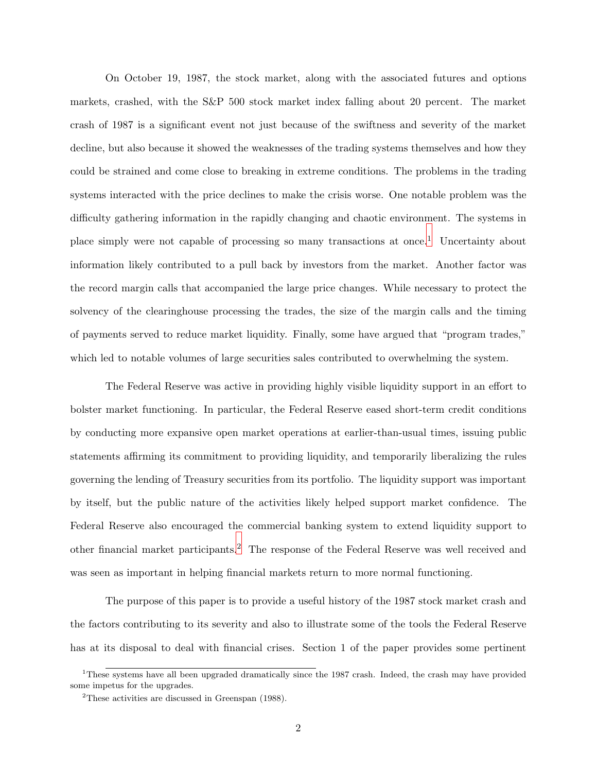On October 19, 1987, the stock market, along with the associated futures and options markets, crashed, with the S&P 500 stock market index falling about 20 percent. The market crash of 1987 is a significant event not just because of the swiftness and severity of the market decline, but also because it showed the weaknesses of the trading systems themselves and how they could be strained and come close to breaking in extreme conditions. The problems in the trading systems interacted with the price declines to make the crisis worse. One notable problem was the difficulty gathering information in the rapidly changing and chaotic environment. The systems in place simply were not capable of processing so many transactions at once.[1] Uncertainty about information likely contributed to a pull back by investors from the market. Another factor was the record margin calls that accompanied the large price changes. While necessary to protect the solvency of the clearinghouse processing the trades, the size of the margin calls and the timing of payments served to reduce market liquidity. Finally, some have argued that "program trades," which led to notable volumes of large securities sales contributed to overwhelming the system.

The Federal Reserve was active in providing highly visible liquidity support in an effort to bolster market functioning. In particular, the Federal Reserve eased short-term credit conditions by conducting more expansive open market operations at earlier-than-usual times, issuing public statements affirming its commitment to providing liquidity, and temporarily liberalizing the rules governing the lending of Treasury securities from its portfolio. The liquidity support was important by itself, but the public nature of the activities likely helped support market confidence. The Federal Reserve also encouraged the commercial banking system to extend liquidity support to other financial market participants.[2] The response of the Federal Reserve was well received and was seen as important in helping financial markets return to more normal functioning.

The purpose of this paper is to provide a useful history of the 1987 stock market crash and the factors contributing to its severity and also to illustrate some of the tools the Federal Reserve has at its disposal to deal with financial crises. Section 1 of the paper provides some pertinent

[1] These systems have all been upgraded dramatically since the 1987 crash. Indeed, the crash may have provided some impetus for the upgrades.

[2] These activities are discussed in Greenspan (1988).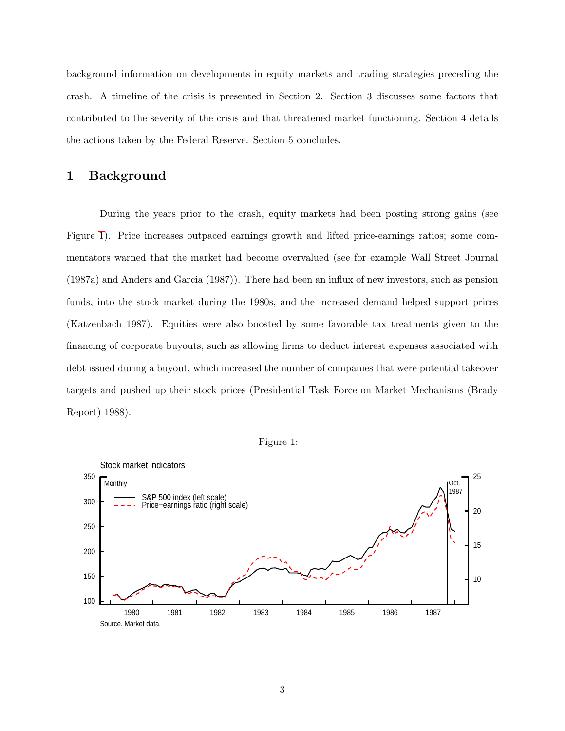background information on developments in equity markets and trading strategies preceding the crash. A timeline of the crisis is presented in Section 2. Section 3 discusses some factors that contributed to the severity of the crisis and that threatened market functioning. Section 4 details the actions taken by the Federal Reserve. Section 5 concludes.

# 1 Background

During the years prior to the crash, equity markets had been posting strong gains (see Figure 1). Price increases outpaced earnings growth and lifted price-earnings ratios; some commentators warned that the market had become overvalued (see for example Wall Street Journal (1987a) and Anders and Garcia (1987)). There had been an influx of new investors, such as pension funds, into the stock market during the 1980s, and the increased demand helped support prices (Katzenbach 1987). Equities were also boosted by some favorable tax treatments given to the financing of corporate buyouts, such as allowing firms to deduct interest expenses associated with debt issued during a buyout, which increased the number of companies that were potential takeover targets and pushed up their stock prices (Presidential Task Force on Market Mechanisms (Brady Report) 1988).

Figure 1:

Stock market indicators

Source. Market data.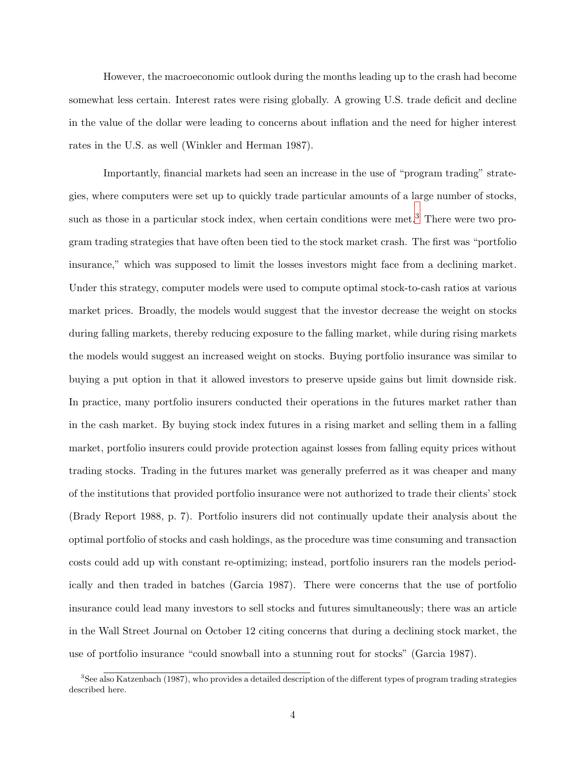However, the macroeconomic outlook during the months leading up to the crash had become somewhat less certain. Interest rates were rising globally. A growing U.S. trade deficit and decline in the value of the dollar were leading to concerns about inflation and the need for higher interest rates in the U.S. as well (Winkler and Herman 1987).

Importantly, financial markets had seen an increase in the use of "program trading" strategies, where computers were set up to quickly trade particular amounts of a large number of stocks, such as those in a particular stock index, when certain conditions were met.[3] There were two program trading strategies that have often been tied to the stock market crash. The first was "portfolio insurance," which was supposed to limit the losses investors might face from a declining market. Under this strategy, computer models were used to compute optimal stock-to-cash ratios at various market prices. Broadly, the models would suggest that the investor decrease the weight on stocks during falling markets, thereby reducing exposure to the falling market, while during rising markets the models would suggest an increased weight on stocks. Buying portfolio insurance was similar to buying a put option in that it allowed investors to preserve upside gains but limit downside risk. In practice, many portfolio insurers conducted their operations in the futures market rather than in the cash market. By buying stock index futures in a rising market and selling them in a falling market, portfolio insurers could provide protection against losses from falling equity prices without trading stocks. Trading in the futures market was generally preferred as it was cheaper and many of the institutions that provided portfolio insurance were not authorized to trade their clients' stock (Brady Report 1988, p. 7). Portfolio insurers did not continually update their analysis about the optimal portfolio of stocks and cash holdings, as the procedure was time consuming and transaction costs could add up with constant re-optimizing; instead, portfolio insurers ran the models periodically and then traded in batches (Garcia 1987). There were concerns that the use of portfolio insurance could lead many investors to sell stocks and futures simultaneously; there was an article in the Wall Street Journal on October 12 citing concerns that during a declining stock market, the use of portfolio insurance "could snowball into a stunning rout for stocks" (Garcia 1987).

[3] See also Katzenbach (1987), who provides a detailed description of the different types of program trading strategies described here.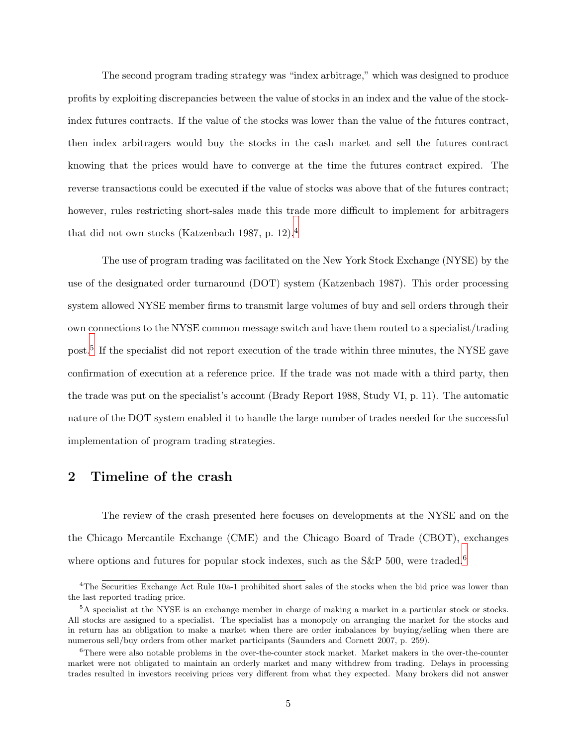The second program trading strategy was "index arbitrage," which was designed to produce profits by exploiting discrepancies between the value of stocks in an index and the value of the stock-index futures contracts. If the value of the stocks was lower than the value of the futures contract, then index arbitragers would buy the stocks in the cash market and sell the futures contract knowing that the prices would have to converge at the time the futures contract expired. The reverse transactions could be executed if the value of stocks was above that of the futures contract; however, rules restricting short-sales made this trade more difficult to implement for arbitragers that did not own stocks (Katzenbach 1987, p. 12).[4]

The use of program trading was facilitated on the New York Stock Exchange (NYSE) by the use of the designated order turnaround (DOT) system (Katzenbach 1987). This order processing system allowed NYSE member firms to transmit large volumes of buy and sell orders through their own connections to the NYSE common message switch and have them routed to a specialist/trading post.[5] If the specialist did not report execution of the trade within three minutes, the NYSE gave confirmation of execution at a reference price. If the trade was not made with a third party, then the trade was put on the specialist's account (Brady Report 1988, Study VI, p. 11). The automatic nature of the DOT system enabled it to handle the large number of trades needed for the successful implementation of program trading strategies.

## 2 Timeline of the crash

The review of the crash presented here focuses on developments at the NYSE and on the the Chicago Mercantile Exchange (CME) and the Chicago Board of Trade (CBOT), exchanges where options and futures for popular stock indexes, such as the S&P 500, were traded.[6]

[4] The Securities Exchange Act Rule 10a-1 prohibited short sales of the stocks when the bid price was lower than the last reported trading price.

[5] A specialist at the NYSE is an exchange member in charge of making a market in a particular stock or stocks. All stocks are assigned to a specialist. The specialist has a monopoly on arranging the market for the stocks and in return has an obligation to make a market when there are order imbalances by buying/selling when there are numerous sell/buy orders from other market participants (Saunders and Cornett 2007, p. 259).

[6] There were also notable problems in the over-the-counter stock market. Market makers in the over-the-counter market were not obligated to maintain an orderly market and many withdrew from trading. Delays in processing trades resulted in investors receiving prices very different from what they expected. Many brokers did not answer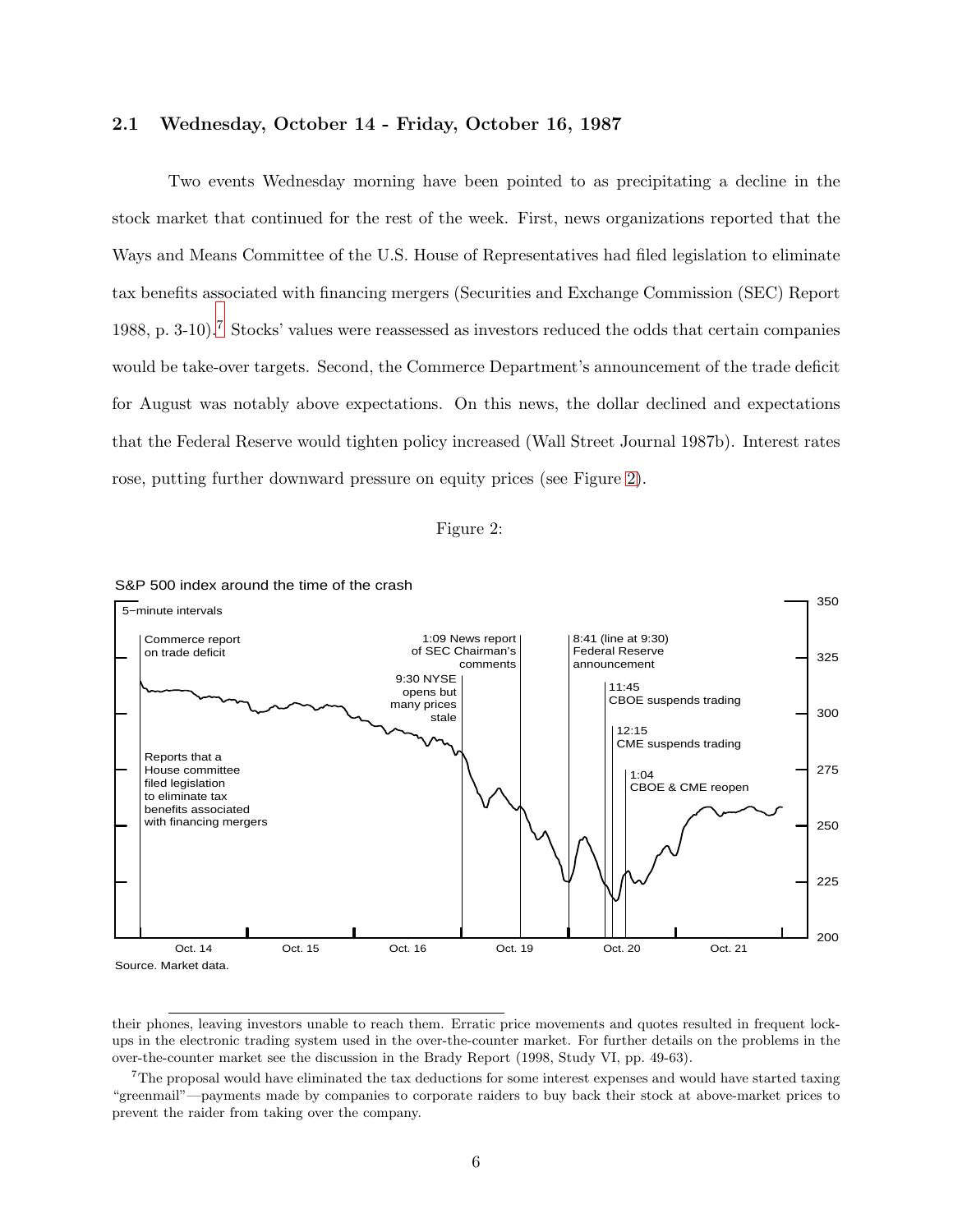### 2.1 Wednesday, October 14 - Friday, October 16, 1987

Two events Wednesday morning have been pointed to as precipitating a decline in the stock market that continued for the rest of the week. First, news organizations reported that the Ways and Means Committee of the U.S. House of Representatives had filed legislation to eliminate tax benefits associated with financing mergers (Securities and Exchange Commission (SEC) Report 1988, p. 3-10).[7] Stocks' values were reassessed as investors reduced the odds that certain companies would be take-over targets. Second, the Commerce Department's announcement of the trade deficit for August was notably above expectations. On this news, the dollar declined and expectations that the Federal Reserve would tighten policy increased (Wall Street Journal 1987b). Interest rates rose, putting further downward pressure on equity prices (see Figure 2).

Figure 2:

S&P 500 index around the time of the crash

5–minute intervals

Commerce report on trade deficit

Reports that a House committee filed legislation to eliminate tax benefits associated with financing mergers

9:30 NYSE opens but many prices stale

1:09 News report of SEC Chairman's comments

8:41 (line at 9:30) Federal Reserve announcement

11:45 CBOE suspends trading

12:15 CME suspends trading

1:04 CBOE & CME reopen

Oct. 14 | Oct. 15 | Oct. 16 | Oct. 19 | Oct. 20 | Oct. 21

200 | 225 | 250 | 275 | 300 | 325 | 350

Source. Market data.

their phones, leaving investors unable to reach them. Erratic price movements and quotes resulted in frequent lock-ups in the electronic trading system used in the over-the-counter market. For further details on the problems in the over-the-counter market see the discussion in the Brady Report (1998, Study VI, pp. 49-63).

[7] The proposal would have eliminated the tax deductions for some interest expenses and would have started taxing "greenmail"—payments made by companies to corporate raiders to buy back their stock at above-market prices to prevent the raider from taking over the company.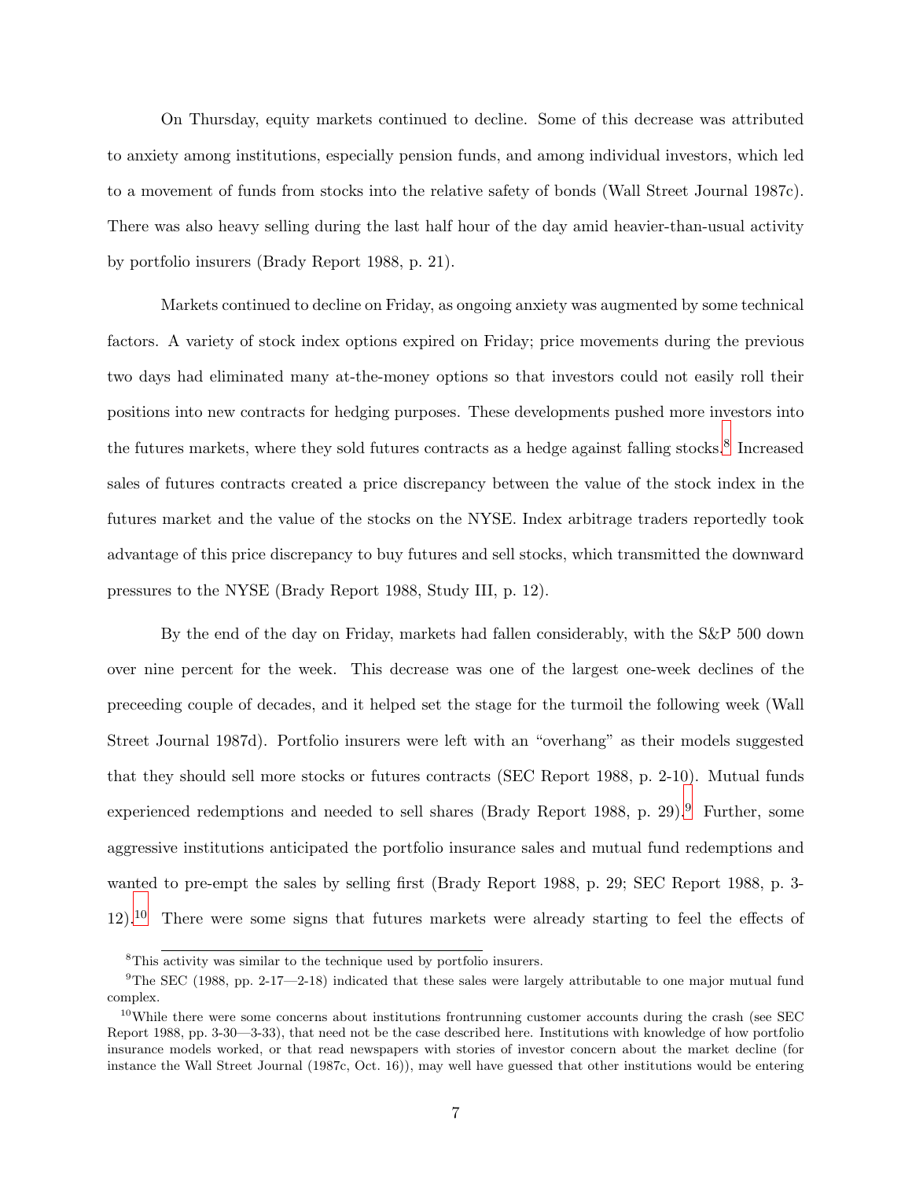On Thursday, equity markets continued to decline. Some of this decrease was attributed to anxiety among institutions, especially pension funds, and among individual investors, which led to a movement of funds from stocks into the relative safety of bonds (Wall Street Journal 1987c). There was also heavy selling during the last half hour of the day amid heavier-than-usual activity by portfolio insurers (Brady Report 1988, p. 21).

Markets continued to decline on Friday, as ongoing anxiety was augmented by some technical factors. A variety of stock index options expired on Friday; price movements during the previous two days had eliminated many at-the-money options so that investors could not easily roll their positions into new contracts for hedging purposes. These developments pushed more investors into the futures markets, where they sold futures contracts as a hedge against falling stocks.[8] Increased sales of futures contracts created a price discrepancy between the value of the stock index in the futures market and the value of the stocks on the NYSE. Index arbitrage traders reportedly took advantage of this price discrepancy to buy futures and sell stocks, which transmitted the downward pressures to the NYSE (Brady Report 1988, Study III, p. 12).

By the end of the day on Friday, markets had fallen considerably, with the S&P 500 down over nine percent for the week. This decrease was one of the largest one-week declines of the preceeding couple of decades, and it helped set the stage for the turmoil the following week (Wall Street Journal 1987d). Portfolio insurers were left with an "overhang" as their models suggested that they should sell more stocks or futures contracts (SEC Report 1988, p. 2-10). Mutual funds experienced redemptions and needed to sell shares (Brady Report 1988, p. 29).[9] Further, some aggressive institutions anticipated the portfolio insurance sales and mutual fund redemptions and wanted to pre-empt the sales by selling first (Brady Report 1988, p. 29; SEC Report 1988, p. 3-12).[10] There were some signs that futures markets were already starting to feel the effects of

[8] This activity was similar to the technique used by portfolio insurers.

[9] The SEC (1988, pp. 2-17—2-18) indicated that these sales were largely attributable to one major mutual fund complex.

[10] While there were some concerns about institutions frontrunning customer accounts during the crash (see SEC Report 1988, pp. 3-30—3-33), that need not be the case described here. Institutions with knowledge of how portfolio insurance models worked, or that read newspapers with stories of investor concern about the market decline (for instance the Wall Street Journal (1987c, Oct. 16)), may well have guessed that other institutions would be entering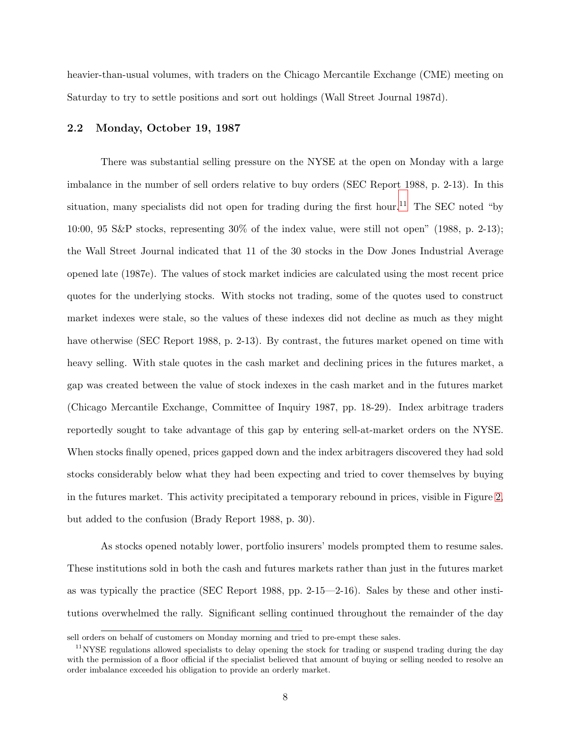heavier-than-usual volumes, with traders on the Chicago Mercantile Exchange (CME) meeting on Saturday to try to settle positions and sort out holdings (Wall Street Journal 1987d).

### 2.2 Monday, October 19, 1987

There was substantial selling pressure on the NYSE at the open on Monday with a large imbalance in the number of sell orders relative to buy orders (SEC Report 1988, p. 2-13). In this situation, many specialists did not open for trading during the first hour.[11] The SEC noted "by 10:00, 95 S&P stocks, representing 30% of the index value, were still not open" (1988, p. 2-13); the Wall Street Journal indicated that 11 of the 30 stocks in the Dow Jones Industrial Average opened late (1987e). The values of stock market indicies are calculated using the most recent price quotes for the underlying stocks. With stocks not trading, some of the quotes used to construct market indexes were stale, so the values of these indexes did not decline as much as they might have otherwise (SEC Report 1988, p. 2-13). By contrast, the futures market opened on time with heavy selling. With stale quotes in the cash market and declining prices in the futures market, a gap was created between the value of stock indexes in the cash market and in the futures market (Chicago Mercantile Exchange, Committee of Inquiry 1987, pp. 18-29). Index arbitrage traders reportedly sought to take advantage of this gap by entering sell-at-market orders on the NYSE. When stocks finally opened, prices gapped down and the index arbitragers discovered they had sold stocks considerably below what they had been expecting and tried to cover themselves by buying in the futures market. This activity precipitated a temporary rebound in prices, visible in Figure 2, but added to the confusion (Brady Report 1988, p. 30).

As stocks opened notably lower, portfolio insurers' models prompted them to resume sales. These institutions sold in both the cash and futures markets rather than just in the futures market as was typically the practice (SEC Report 1988, pp. 2-15—2-16). Sales by these and other institutions overwhelmed the rally. Significant selling continued throughout the remainder of the day

---

sell orders on behalf of customers on Monday morning and tried to pre-empt these sales.

[11] NYSE regulations allowed specialists to delay opening the stock for trading or suspend trading during the day with the permission of a floor official if the specialist believed that amount of buying or selling needed to resolve an order imbalance exceeded his obligation to provide an orderly market.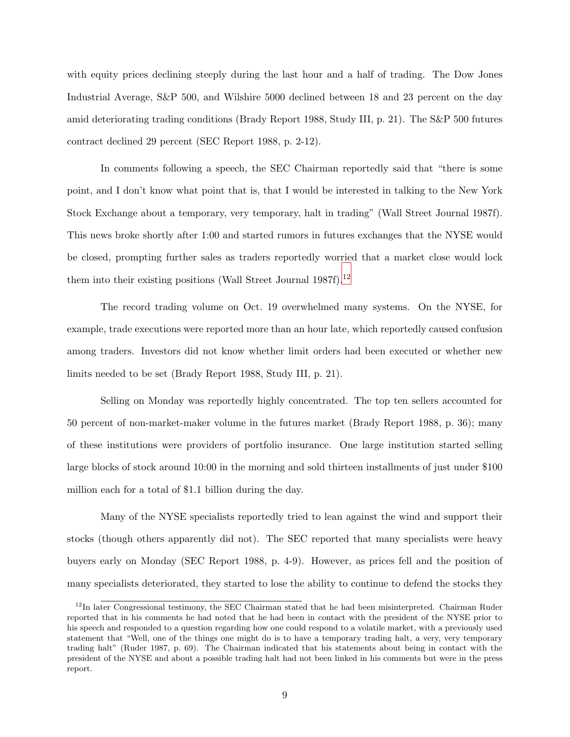with equity prices declining steeply during the last hour and a half of trading. The Dow Jones Industrial Average, S&P 500, and Wilshire 5000 declined between 18 and 23 percent on the day amid deteriorating trading conditions (Brady Report 1988, Study III, p. 21). The S&P 500 futures contract declined 29 percent (SEC Report 1988, p. 2-12).

In comments following a speech, the SEC Chairman reportedly said that "there is some point, and I don't know what point that is, that I would be interested in talking to the New York Stock Exchange about a temporary, very temporary, halt in trading" (Wall Street Journal 1987f). This news broke shortly after 1:00 and started rumors in futures exchanges that the NYSE would be closed, prompting further sales as traders reportedly worried that a market close would lock them into their existing positions (Wall Street Journal 1987f).[12]

The record trading volume on Oct. 19 overwhelmed many systems. On the NYSE, for example, trade executions were reported more than an hour late, which reportedly caused confusion among traders. Investors did not know whether limit orders had been executed or whether new limits needed to be set (Brady Report 1988, Study III, p. 21).

Selling on Monday was reportedly highly concentrated. The top ten sellers accounted for 50 percent of non-market-maker volume in the futures market (Brady Report 1988, p. 36); many of these institutions were providers of portfolio insurance. One large institution started selling large blocks of stock around 10:00 in the morning and sold thirteen installments of just under $100 million each for a total of $1.1 billion during the day.

Many of the NYSE specialists reportedly tried to lean against the wind and support their stocks (though others apparently did not). The SEC reported that many specialists were heavy buyers early on Monday (SEC Report 1988, p. 4-9). However, as prices fell and the position of many specialists deteriorated, they started to lose the ability to continue to defend the stocks they

[12] In later Congressional testimony, the SEC Chairman stated that he had been misinterpreted. Chairman Ruder reported that in his comments he had noted that he had been in contact with the president of the NYSE prior to his speech and responded to a question regarding how one could respond to a volatile market, with a previously used statement that "Well, one of the things one might do is to have a temporary trading halt, a very, very temporary trading halt" (Ruder 1987, p. 69). The Chairman indicated that his statements about being in contact with the president of the NYSE and about a possible trading halt had not been linked in his comments but were in the press report.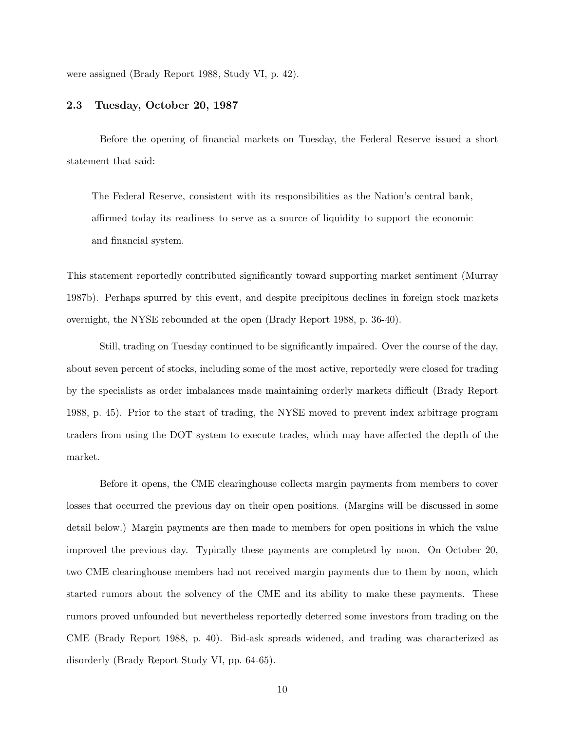were assigned (Brady Report 1988, Study VI, p. 42).

### 2.3 Tuesday, October 20, 1987

Before the opening of financial markets on Tuesday, the Federal Reserve issued a short statement that said:

> The Federal Reserve, consistent with its responsibilities as the Nation's central bank, affirmed today its readiness to serve as a source of liquidity to support the economic and financial system.

This statement reportedly contributed significantly toward supporting market sentiment (Murray 1987b). Perhaps spurred by this event, and despite precipitous declines in foreign stock markets overnight, the NYSE rebounded at the open (Brady Report 1988, p. 36-40).

Still, trading on Tuesday continued to be significantly impaired. Over the course of the day, about seven percent of stocks, including some of the most active, reportedly were closed for trading by the specialists as order imbalances made maintaining orderly markets difficult (Brady Report 1988, p. 45). Prior to the start of trading, the NYSE moved to prevent index arbitrage program traders from using the DOT system to execute trades, which may have affected the depth of the market.

Before it opens, the CME clearinghouse collects margin payments from members to cover losses that occurred the previous day on their open positions. (Margins will be discussed in some detail below.) Margin payments are then made to members for open positions in which the value improved the previous day. Typically these payments are completed by noon. On October 20, two CME clearinghouse members had not received margin payments due to them by noon, which started rumors about the solvency of the CME and its ability to make these payments. These rumors proved unfounded but nevertheless reportedly deterred some investors from trading on the CME (Brady Report 1988, p. 40). Bid-ask spreads widened, and trading was characterized as disorderly (Brady Report Study VI, pp. 64-65).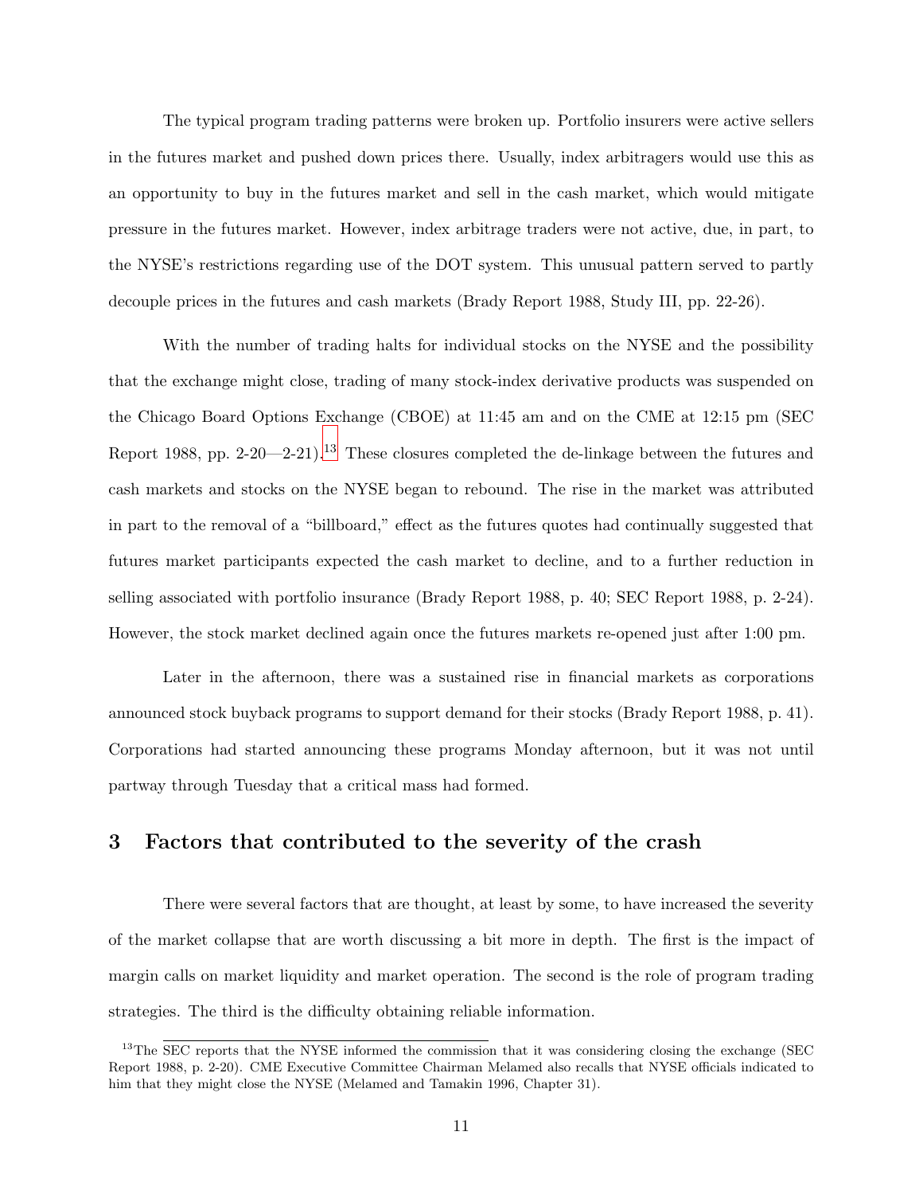The typical program trading patterns were broken up. Portfolio insurers were active sellers in the futures market and pushed down prices there. Usually, index arbitragers would use this as an opportunity to buy in the futures market and sell in the cash market, which would mitigate pressure in the futures market. However, index arbitrage traders were not active, due, in part, to the NYSE's restrictions regarding use of the DOT system. This unusual pattern served to partly decouple prices in the futures and cash markets (Brady Report 1988, Study III, pp. 22-26).

With the number of trading halts for individual stocks on the NYSE and the possibility that the exchange might close, trading of many stock-index derivative products was suspended on the Chicago Board Options Exchange (CBOE) at 11:45 am and on the CME at 12:15 pm (SEC Report 1988, pp. 2-20—2-21).[13] These closures completed the de-linkage between the futures and cash markets and stocks on the NYSE began to rebound. The rise in the market was attributed in part to the removal of a "billboard," effect as the futures quotes had continually suggested that futures market participants expected the cash market to decline, and to a further reduction in selling associated with portfolio insurance (Brady Report 1988, p. 40; SEC Report 1988, p. 2-24). However, the stock market declined again once the futures markets re-opened just after 1:00 pm.

Later in the afternoon, there was a sustained rise in financial markets as corporations announced stock buyback programs to support demand for their stocks (Brady Report 1988, p. 41). Corporations had started announcing these programs Monday afternoon, but it was not until partway through Tuesday that a critical mass had formed.

## 3 Factors that contributed to the severity of the crash

There were several factors that are thought, at least by some, to have increased the severity of the market collapse that are worth discussing a bit more in depth. The first is the impact of margin calls on market liquidity and market operation. The second is the role of program trading strategies. The third is the difficulty obtaining reliable information.

[13] The SEC reports that the NYSE informed the commission that it was considering closing the exchange (SEC Report 1988, p. 2-20). CME Executive Committee Chairman Melamed also recalls that NYSE officials indicated to him that they might close the NYSE (Melamed and Tamakin 1996, Chapter 31).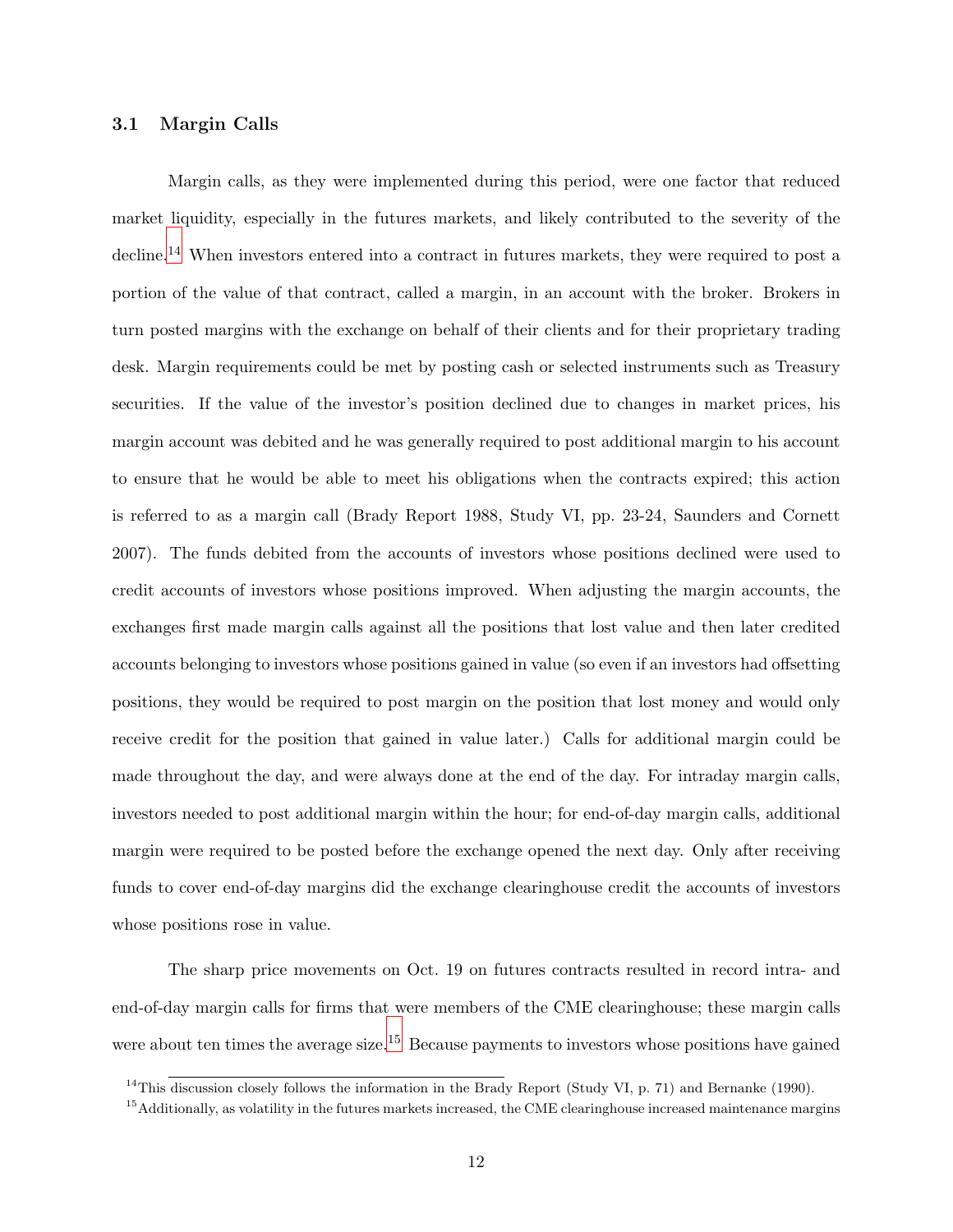### 3.1 Margin Calls

Margin calls, as they were implemented during this period, were one factor that reduced market liquidity, especially in the futures markets, and likely contributed to the severity of the decline.[14] When investors entered into a contract in futures markets, they were required to post a portion of the value of that contract, called a margin, in an account with the broker. Brokers in turn posted margins with the exchange on behalf of their clients and for their proprietary trading desk. Margin requirements could be met by posting cash or selected instruments such as Treasury securities. If the value of the investor's position declined due to changes in market prices, his margin account was debited and he was generally required to post additional margin to his account to ensure that he would be able to meet his obligations when the contracts expired; this action is referred to as a margin call (Brady Report 1988, Study VI, pp. 23-24, Saunders and Cornett 2007). The funds debited from the accounts of investors whose positions declined were used to credit accounts of investors whose positions improved. When adjusting the margin accounts, the exchanges first made margin calls against all the positions that lost value and then later credited accounts belonging to investors whose positions gained in value (so even if an investors had offsetting positions, they would be required to post margin on the position that lost money and would only receive credit for the position that gained in value later.) Calls for additional margin could be made throughout the day, and were always done at the end of the day. For intraday margin calls, investors needed to post additional margin within the hour; for end-of-day margin calls, additional margin were required to be posted before the exchange opened the next day. Only after receiving funds to cover end-of-day margins did the exchange clearinghouse credit the accounts of investors whose positions rose in value.

The sharp price movements on Oct. 19 on futures contracts resulted in record intra- and end-of-day margin calls for firms that were members of the CME clearinghouse; these margin calls were about ten times the average size.[15] Because payments to investors whose positions have gained

[14] This discussion closely follows the information in the Brady Report (Study VI, p. 71) and Bernanke (1990).

[15] Additionally, as volatility in the futures markets increased, the CME clearinghouse increased maintenance margins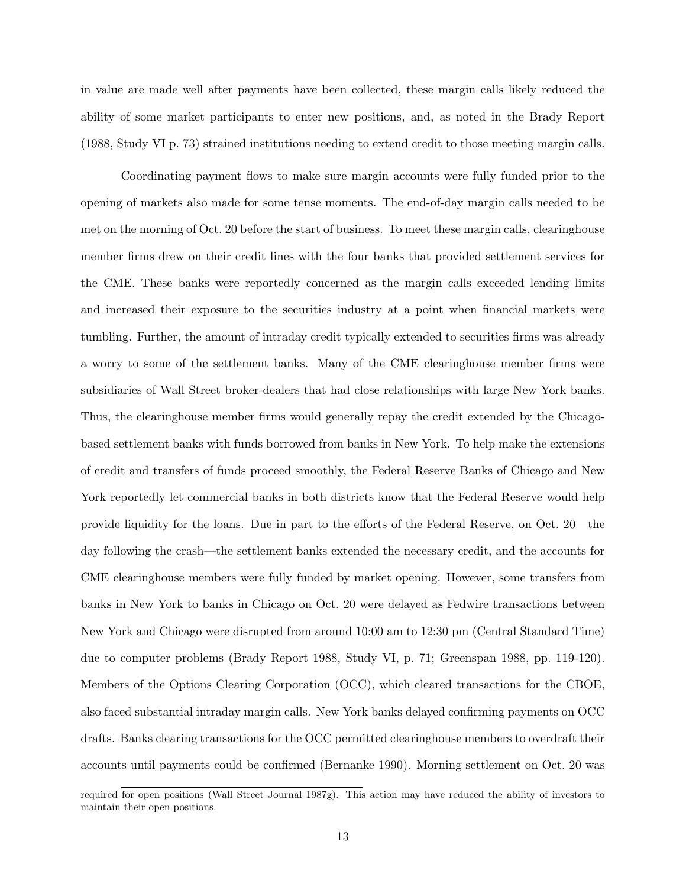in value are made well after payments have been collected, these margin calls likely reduced the ability of some market participants to enter new positions, and, as noted in the Brady Report (1988, Study VI p. 73) strained institutions needing to extend credit to those meeting margin calls.

Coordinating payment flows to make sure margin accounts were fully funded prior to the opening of markets also made for some tense moments. The end-of-day margin calls needed to be met on the morning of Oct. 20 before the start of business. To meet these margin calls, clearinghouse member firms drew on their credit lines with the four banks that provided settlement services for the CME. These banks were reportedly concerned as the margin calls exceeded lending limits and increased their exposure to the securities industry at a point when financial markets were tumbling. Further, the amount of intraday credit typically extended to securities firms was already a worry to some of the settlement banks. Many of the CME clearinghouse member firms were subsidiaries of Wall Street broker-dealers that had close relationships with large New York banks. Thus, the clearinghouse member firms would generally repay the credit extended by the Chicago-based settlement banks with funds borrowed from banks in New York. To help make the extensions of credit and transfers of funds proceed smoothly, the Federal Reserve Banks of Chicago and New York reportedly let commercial banks in both districts know that the Federal Reserve would help provide liquidity for the loans. Due in part to the efforts of the Federal Reserve, on Oct. 20—the day following the crash—the settlement banks extended the necessary credit, and the accounts for CME clearinghouse members were fully funded by market opening. However, some transfers from banks in New York to banks in Chicago on Oct. 20 were delayed as Fedwire transactions between New York and Chicago were disrupted from around 10:00 am to 12:30 pm (Central Standard Time) due to computer problems (Brady Report 1988, Study VI, p. 71; Greenspan 1988, pp. 119-120). Members of the Options Clearing Corporation (OCC), which cleared transactions for the CBOE, also faced substantial intraday margin calls. New York banks delayed confirming payments on OCC drafts. Banks clearing transactions for the OCC permitted clearinghouse members to overdraft their accounts until payments could be confirmed (Bernanke 1990). Morning settlement on Oct. 20 was

required for open positions (Wall Street Journal 1987g). This action may have reduced the ability of investors to maintain their open positions.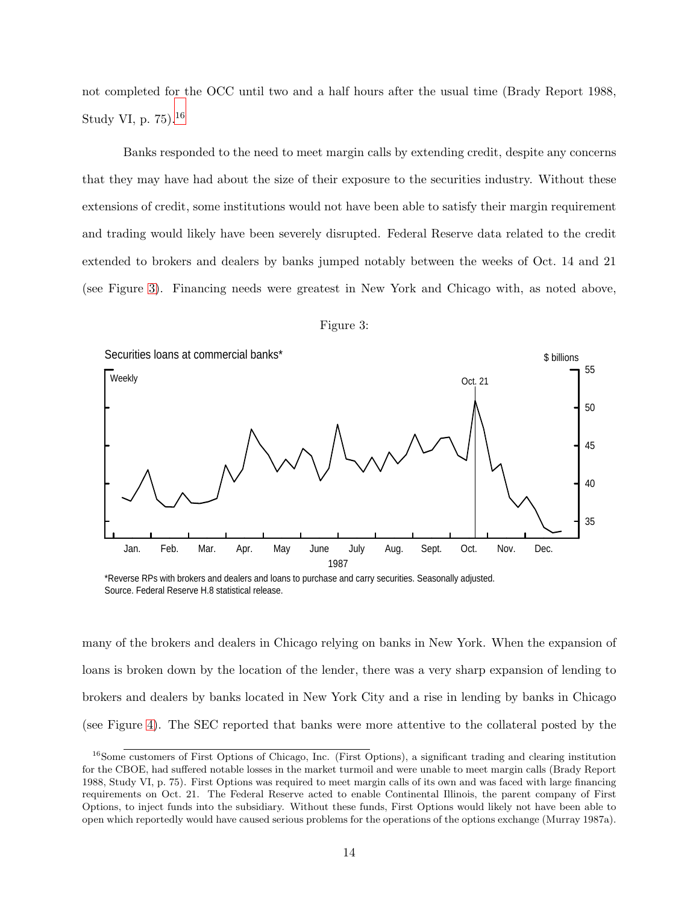not completed for the OCC until two and a half hours after the usual time (Brady Report 1988, Study VI, p. 75).[16]

Banks responded to the need to meet margin calls by extending credit, despite any concerns that they may have had about the size of their exposure to the securities industry. Without these extensions of credit, some institutions would not have been able to satisfy their margin requirement and trading would likely have been severely disrupted. Federal Reserve data related to the credit extended to brokers and dealers by banks jumped notably between the weeks of Oct. 14 and 21 (see Figure 3). Financing needs were greatest in New York and Chicago with, as noted above,

Figure 3:

Securities loans at commercial banks*

*Reverse RPs with brokers and dealers and loans to purchase and carry securities. Seasonally adjusted.
Source. Federal Reserve H.8 statistical release.

many of the brokers and dealers in Chicago relying on banks in New York. When the expansion of loans is broken down by the location of the lender, there was a very sharp expansion of lending to brokers and dealers by banks located in New York City and a rise in lending by banks in Chicago (see Figure 4). The SEC reported that banks were more attentive to the collateral posted by the

[16] Some customers of First Options of Chicago, Inc. (First Options), a significant trading and clearing institution for the CBOE, had suffered notable losses in the market turmoil and were unable to meet margin calls (Brady Report 1988, Study VI, p. 75). First Options was required to meet margin calls of its own and was faced with large financing requirements on Oct. 21. The Federal Reserve acted to enable Continental Illinois, the parent company of First Options, to inject funds into the subsidiary. Without these funds, First Options would likely not have been able to open which reportedly would have caused serious problems for the operations of the options exchange (Murray 1987a).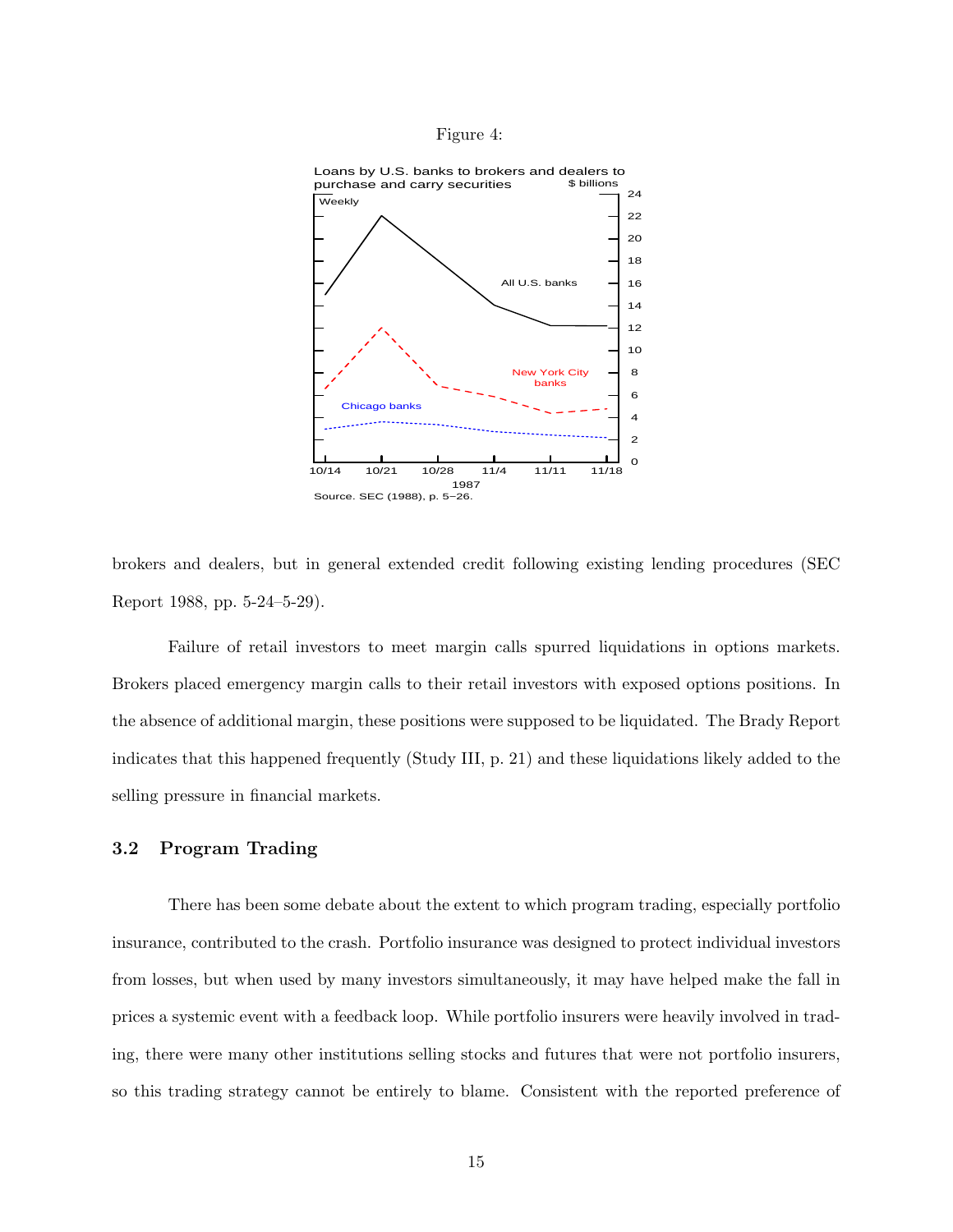Figure 4:

Loans by U.S. banks to brokers and dealers to purchase and carry securities

Source. SEC (1988), p. 5–26.

brokers and dealers, but in general extended credit following existing lending procedures (SEC Report 1988, pp. 5-24–5-29).

Failure of retail investors to meet margin calls spurred liquidations in options markets. Brokers placed emergency margin calls to their retail investors with exposed options positions. In the absence of additional margin, these positions were supposed to be liquidated. The Brady Report indicates that this happened frequently (Study III, p. 21) and these liquidations likely added to the selling pressure in financial markets.

### 3.2 Program Trading

There has been some debate about the extent to which program trading, especially portfolio insurance, contributed to the crash. Portfolio insurance was designed to protect individual investors from losses, but when used by many investors simultaneously, it may have helped make the fall in prices a systemic event with a feedback loop. While portfolio insurers were heavily involved in trading, there were many other institutions selling stocks and futures that were not portfolio insurers, so this trading strategy cannot be entirely to blame. Consistent with the reported preference of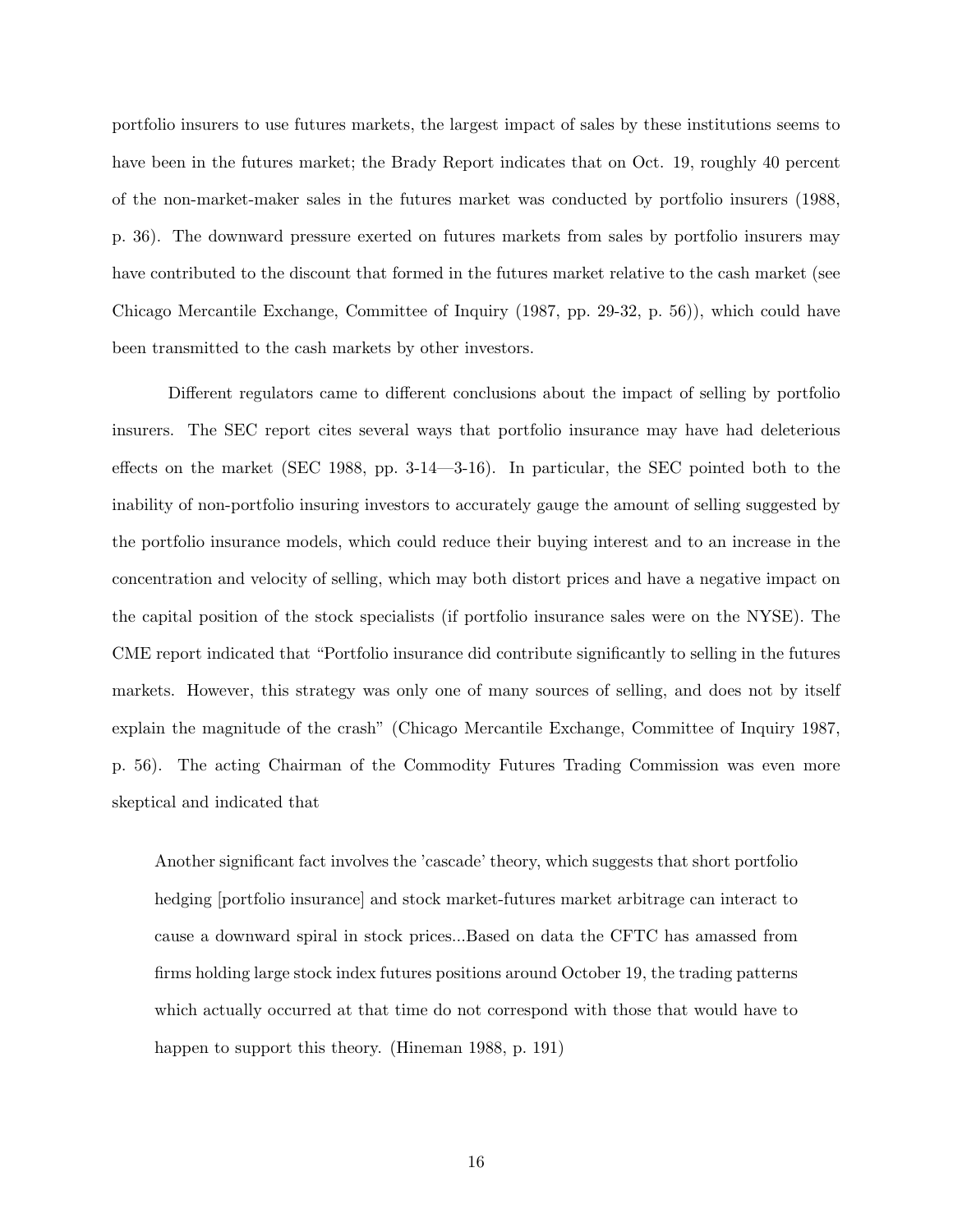portfolio insurers to use futures markets, the largest impact of sales by these institutions seems to have been in the futures market; the Brady Report indicates that on Oct. 19, roughly 40 percent of the non-market-maker sales in the futures market was conducted by portfolio insurers (1988, p. 36). The downward pressure exerted on futures markets from sales by portfolio insurers may have contributed to the discount that formed in the futures market relative to the cash market (see Chicago Mercantile Exchange, Committee of Inquiry (1987, pp. 29-32, p. 56)), which could have been transmitted to the cash markets by other investors.

Different regulators came to different conclusions about the impact of selling by portfolio insurers. The SEC report cites several ways that portfolio insurance may have had deleterious effects on the market (SEC 1988, pp. 3-14—3-16). In particular, the SEC pointed both to the inability of non-portfolio insuring investors to accurately gauge the amount of selling suggested by the portfolio insurance models, which could reduce their buying interest and to an increase in the concentration and velocity of selling, which may both distort prices and have a negative impact on the capital position of the stock specialists (if portfolio insurance sales were on the NYSE). The CME report indicated that "Portfolio insurance did contribute significantly to selling in the futures markets. However, this strategy was only one of many sources of selling, and does not by itself explain the magnitude of the crash" (Chicago Mercantile Exchange, Committee of Inquiry 1987, p. 56). The acting Chairman of the Commodity Futures Trading Commission was even more skeptical and indicated that

> Another significant fact involves the 'cascade' theory, which suggests that short portfolio hedging [portfolio insurance] and stock market-futures market arbitrage can interact to cause a downward spiral in stock prices...Based on data the CFTC has amassed from firms holding large stock index futures positions around October 19, the trading patterns which actually occurred at that time do not correspond with those that would have to happen to support this theory. (Hineman 1988, p. 191)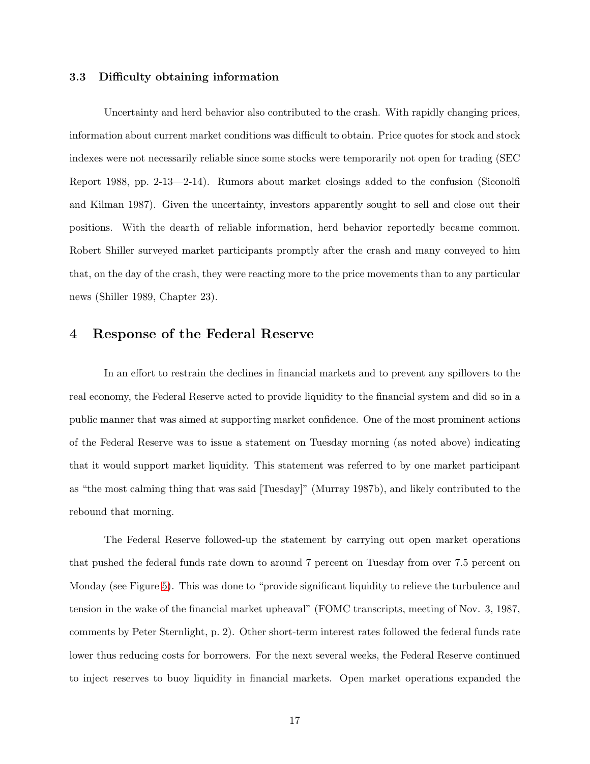### 3.3 Difficulty obtaining information

Uncertainty and herd behavior also contributed to the crash. With rapidly changing prices, information about current market conditions was difficult to obtain. Price quotes for stock and stock indexes were not necessarily reliable since some stocks were temporarily not open for trading (SEC Report 1988, pp. 2-13—2-14). Rumors about market closings added to the confusion (Siconolfi and Kilman 1987). Given the uncertainty, investors apparently sought to sell and close out their positions. With the dearth of reliable information, herd behavior reportedly became common. Robert Shiller surveyed market participants promptly after the crash and many conveyed to him that, on the day of the crash, they were reacting more to the price movements than to any particular news (Shiller 1989, Chapter 23).

## 4 Response of the Federal Reserve

In an effort to restrain the declines in financial markets and to prevent any spillovers to the real economy, the Federal Reserve acted to provide liquidity to the financial system and did so in a public manner that was aimed at supporting market confidence. One of the most prominent actions of the Federal Reserve was to issue a statement on Tuesday morning (as noted above) indicating that it would support market liquidity. This statement was referred to by one market participant as "the most calming thing that was said [Tuesday]" (Murray 1987b), and likely contributed to the rebound that morning.

The Federal Reserve followed-up the statement by carrying out open market operations that pushed the federal funds rate down to around 7 percent on Tuesday from over 7.5 percent on Monday (see Figure 5). This was done to "provide significant liquidity to relieve the turbulence and tension in the wake of the financial market upheaval" (FOMC transcripts, meeting of Nov. 3, 1987, comments by Peter Sternlight, p. 2). Other short-term interest rates followed the federal funds rate lower thus reducing costs for borrowers. For the next several weeks, the Federal Reserve continued to inject reserves to buoy liquidity in financial markets. Open market operations expanded the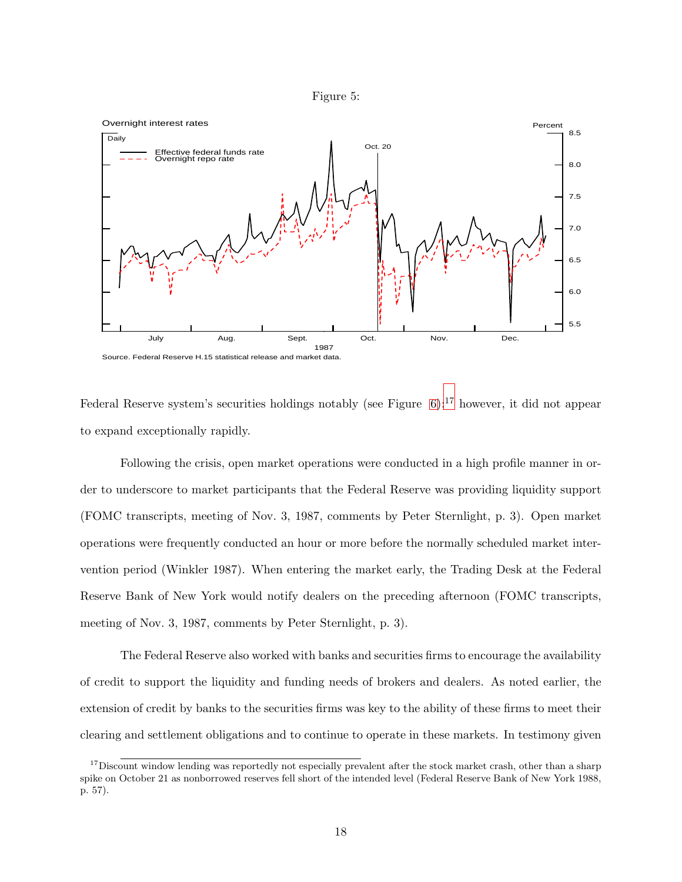Figure 5:

Overnight interest rates

Source. Federal Reserve H.15 statistical release and market data.

Federal Reserve system's securities holdings notably (see Figure 6);[17] however, it did not appear to expand exceptionally rapidly.

Following the crisis, open market operations were conducted in a high profile manner in order to underscore to market participants that the Federal Reserve was providing liquidity support (FOMC transcripts, meeting of Nov. 3, 1987, comments by Peter Sternlight, p. 3). Open market operations were frequently conducted an hour or more before the normally scheduled market intervention period (Winkler 1987). When entering the market early, the Trading Desk at the Federal Reserve Bank of New York would notify dealers on the preceding afternoon (FOMC transcripts, meeting of Nov. 3, 1987, comments by Peter Sternlight, p. 3).

The Federal Reserve also worked with banks and securities firms to encourage the availability of credit to support the liquidity and funding needs of brokers and dealers. As noted earlier, the extension of credit by banks to the securities firms was key to the ability of these firms to meet their clearing and settlement obligations and to continue to operate in these markets. In testimony given

[17] Discount window lending was reportedly not especially prevalent after the stock market crash, other than a sharp spike on October 21 as nonborrowed reserves fell short of the intended level (Federal Reserve Bank of New York 1988, p. 57).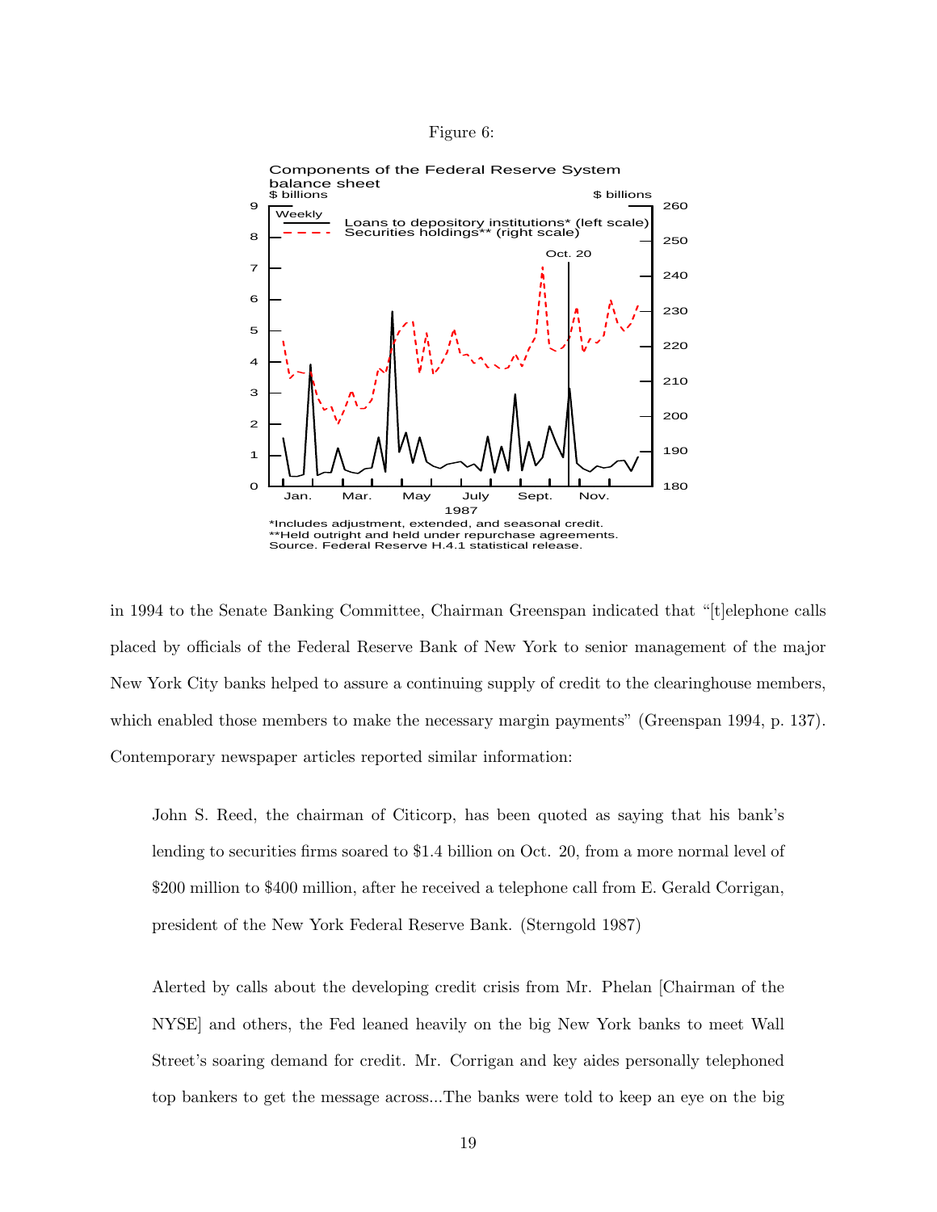Figure 6:

Components of the Federal Reserve System balance sheet

*Includes adjustment, extended, and seasonal credit.
**Held outright and held under repurchase agreements.
Source. Federal Reserve H.4.1 statistical release.

in 1994 to the Senate Banking Committee, Chairman Greenspan indicated that "[t]elephone calls placed by officials of the Federal Reserve Bank of New York to senior management of the major New York City banks helped to assure a continuing supply of credit to the clearinghouse members, which enabled those members to make the necessary margin payments" (Greenspan 1994, p. 137). Contemporary newspaper articles reported similar information:

> John S. Reed, the chairman of Citicorp, has been quoted as saying that his bank's lending to securities firms soared to $1.4 billion on Oct. 20, from a more normal level of $200 million to $400 million, after he received a telephone call from E. Gerald Corrigan, president of the New York Federal Reserve Bank. (Sterngold 1987)

> Alerted by calls about the developing credit crisis from Mr. Phelan [Chairman of the NYSE] and others, the Fed leaned heavily on the big New York banks to meet Wall Street's soaring demand for credit. Mr. Corrigan and key aides personally telephoned top bankers to get the message across...The banks were told to keep an eye on the big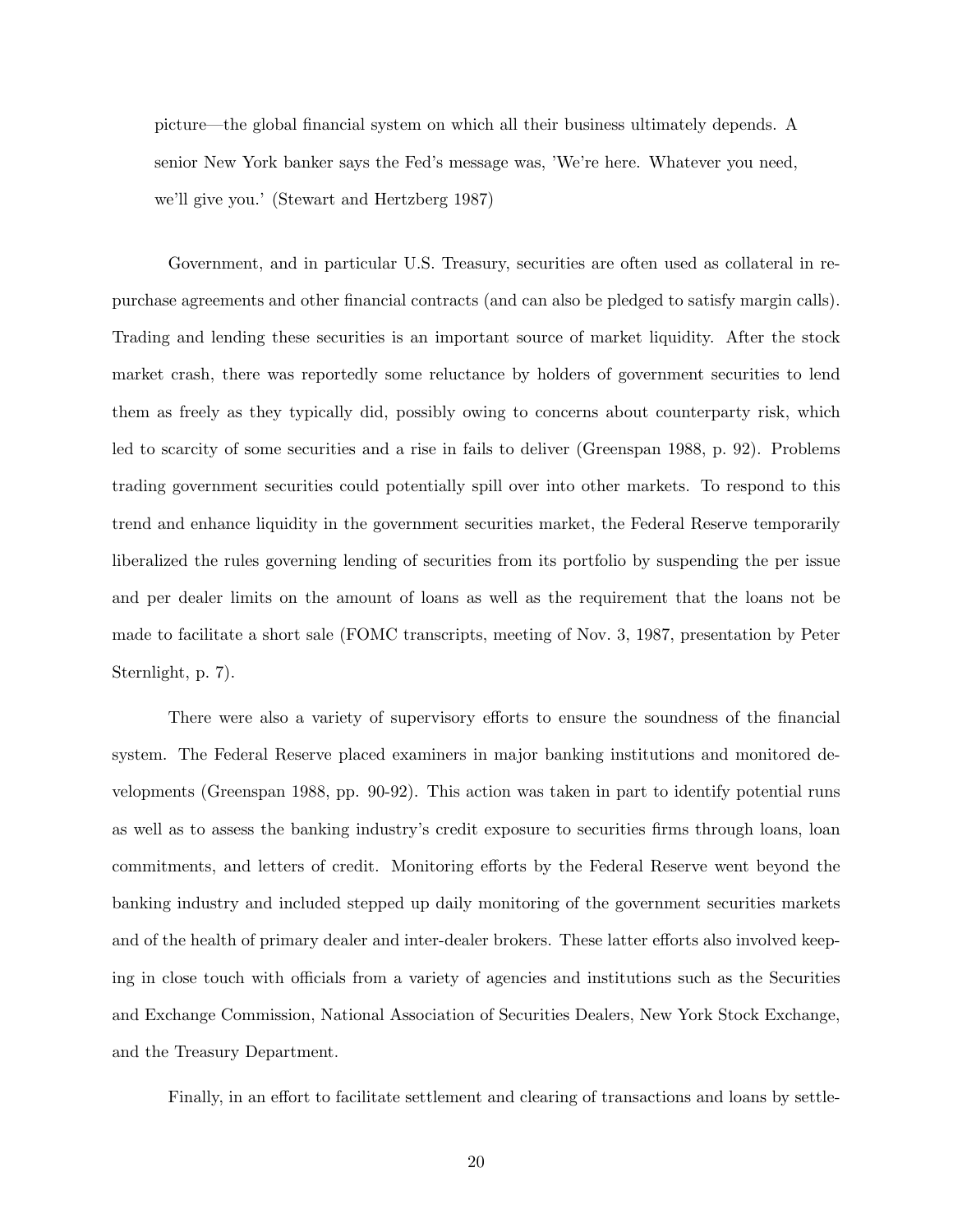picture—the global financial system on which all their business ultimately depends. A senior New York banker says the Fed's message was, 'We're here. Whatever you need, we'll give you.' (Stewart and Hertzberg 1987)

Government, and in particular U.S. Treasury, securities are often used as collateral in repurchase agreements and other financial contracts (and can also be pledged to satisfy margin calls). Trading and lending these securities is an important source of market liquidity. After the stock market crash, there was reportedly some reluctance by holders of government securities to lend them as freely as they typically did, possibly owing to concerns about counterparty risk, which led to scarcity of some securities and a rise in fails to deliver (Greenspan 1988, p. 92). Problems trading government securities could potentially spill over into other markets. To respond to this trend and enhance liquidity in the government securities market, the Federal Reserve temporarily liberalized the rules governing lending of securities from its portfolio by suspending the per issue and per dealer limits on the amount of loans as well as the requirement that the loans not be made to facilitate a short sale (FOMC transcripts, meeting of Nov. 3, 1987, presentation by Peter Sternlight, p. 7).

There were also a variety of supervisory efforts to ensure the soundness of the financial system. The Federal Reserve placed examiners in major banking institutions and monitored developments (Greenspan 1988, pp. 90-92). This action was taken in part to identify potential runs as well as to assess the banking industry's credit exposure to securities firms through loans, loan commitments, and letters of credit. Monitoring efforts by the Federal Reserve went beyond the banking industry and included stepped up daily monitoring of the government securities markets and of the health of primary dealer and inter-dealer brokers. These latter efforts also involved keeping in close touch with officials from a variety of agencies and institutions such as the Securities and Exchange Commission, National Association of Securities Dealers, New York Stock Exchange, and the Treasury Department.

Finally, in an effort to facilitate settlement and clearing of transactions and loans by settle-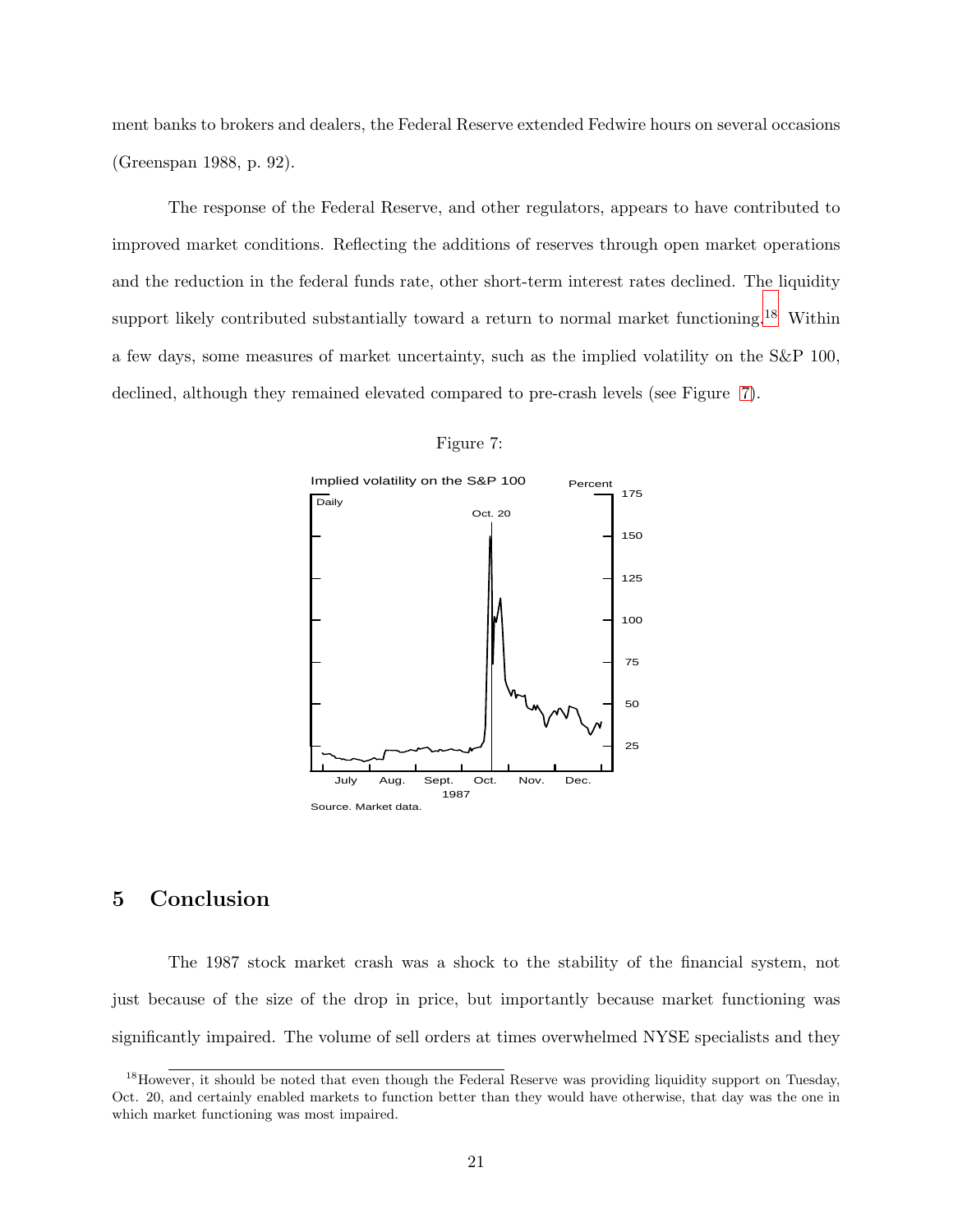ment banks to brokers and dealers, the Federal Reserve extended Fedwire hours on several occasions (Greenspan 1988, p. 92).

The response of the Federal Reserve, and other regulators, appears to have contributed to improved market conditions. Reflecting the additions of reserves through open market operations and the reduction in the federal funds rate, other short-term interest rates declined. The liquidity support likely contributed substantially toward a return to normal market functioning.[18] Within a few days, some measures of market uncertainty, such as the implied volatility on the S&P 100, declined, although they remained elevated compared to pre-crash levels (see Figure 7).

Figure 7:

Implied volatility on the S&P 100

Source. Market data.

## 5 Conclusion

The 1987 stock market crash was a shock to the stability of the financial system, not just because of the size of the drop in price, but importantly because market functioning was significantly impaired. The volume of sell orders at times overwhelmed NYSE specialists and they

[18] However, it should be noted that even though the Federal Reserve was providing liquidity support on Tuesday, Oct. 20, and certainly enabled markets to function better than they would have otherwise, that day was the one in which market functioning was most impaired.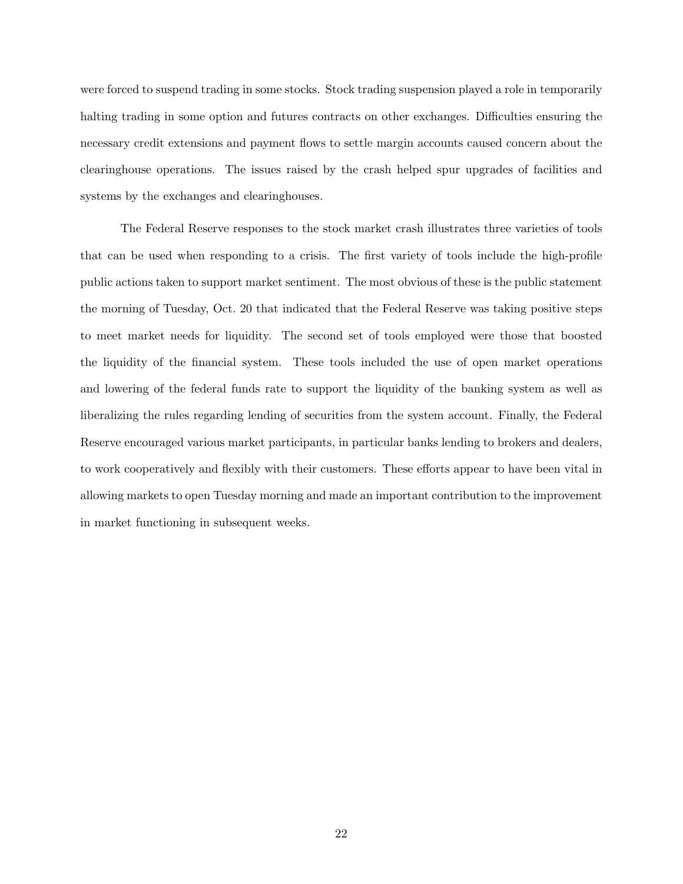were forced to suspend trading in some stocks. Stock trading suspension played a role in temporarily halting trading in some option and futures contracts on other exchanges. Difficulties ensuring the necessary credit extensions and payment flows to settle margin accounts caused concern about the clearinghouse operations. The issues raised by the crash helped spur upgrades of facilities and systems by the exchanges and clearinghouses.

The Federal Reserve responses to the stock market crash illustrates three varieties of tools that can be used when responding to a crisis. The first variety of tools include the high-profile public actions taken to support market sentiment. The most obvious of these is the public statement the morning of Tuesday, Oct. 20 that indicated that the Federal Reserve was taking positive steps to meet market needs for liquidity. The second set of tools employed were those that boosted the liquidity of the financial system. These tools included the use of open market operations and lowering of the federal funds rate to support the liquidity of the banking system as well as liberalizing the rules regarding lending of securities from the system account. Finally, the Federal Reserve encouraged various market participants, in particular banks lending to brokers and dealers, to work cooperatively and flexibly with their customers. These efforts appear to have been vital in allowing markets to open Tuesday morning and made an important contribution to the improvement in market functioning in subsequent weeks.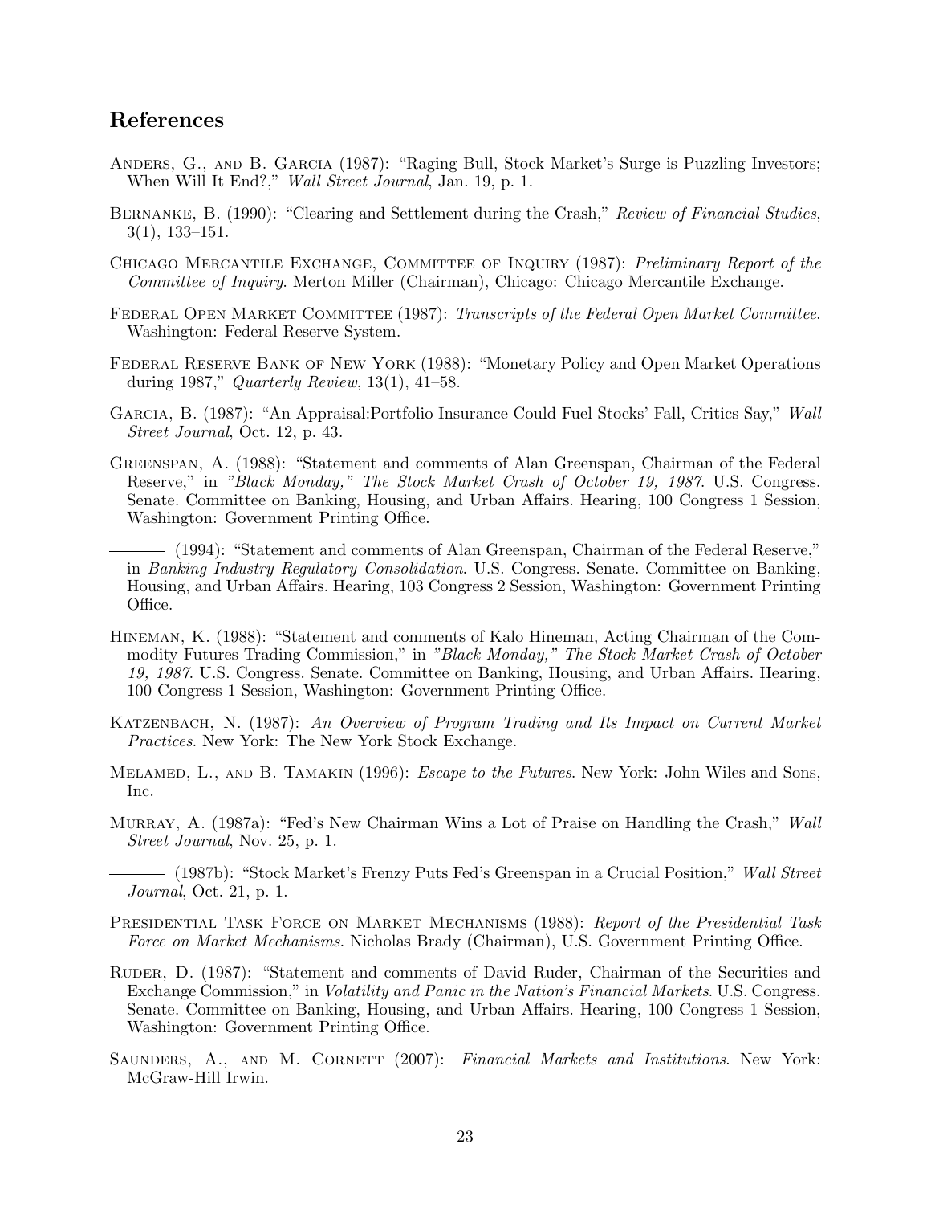## References

Anders, G., and B. Garcia (1987): "Raging Bull, Stock Market's Surge is Puzzling Investors; When Will It End?," *Wall Street Journal*, Jan. 19, p. 1.

Bernanke, B. (1990): "Clearing and Settlement during the Crash," *Review of Financial Studies*, 3(1), 133–151.

Chicago Mercantile Exchange, Committee of Inquiry (1987): *Preliminary Report of the Committee of Inquiry*. Merton Miller (Chairman), Chicago: Chicago Mercantile Exchange.

Federal Open Market Committee (1987): *Transcripts of the Federal Open Market Committee*. Washington: Federal Reserve System.

Federal Reserve Bank of New York (1988): "Monetary Policy and Open Market Operations during 1987," *Quarterly Review*, 13(1), 41–58.

Garcia, B. (1987): "An Appraisal:Portfolio Insurance Could Fuel Stocks' Fall, Critics Say," *Wall Street Journal*, Oct. 12, p. 43.

Greenspan, A. (1988): "Statement and comments of Alan Greenspan, Chairman of the Federal Reserve," in *"Black Monday," The Stock Market Crash of October 19, 1987*. U.S. Congress. Senate. Committee on Banking, Housing, and Urban Affairs. Hearing, 100 Congress 1 Session, Washington: Government Printing Office.

——— (1994): "Statement and comments of Alan Greenspan, Chairman of the Federal Reserve," in *Banking Industry Regulatory Consolidation*. U.S. Congress. Senate. Committee on Banking, Housing, and Urban Affairs. Hearing, 103 Congress 2 Session, Washington: Government Printing Office.

Hineman, K. (1988): "Statement and comments of Kalo Hineman, Acting Chairman of the Commodity Futures Trading Commission," in *"Black Monday," The Stock Market Crash of October 19, 1987*. U.S. Congress. Senate. Committee on Banking, Housing, and Urban Affairs. Hearing, 100 Congress 1 Session, Washington: Government Printing Office.

Katzenbach, N. (1987): *An Overview of Program Trading and Its Impact on Current Market Practices*. New York: The New York Stock Exchange.

Melamed, L., and B. Tamakin (1996): *Escape to the Futures*. New York: John Wiles and Sons, Inc.

Murray, A. (1987a): "Fed's New Chairman Wins a Lot of Praise on Handling the Crash," *Wall Street Journal*, Nov. 25, p. 1.

——— (1987b): "Stock Market's Frenzy Puts Fed's Greenspan in a Crucial Position," *Wall Street Journal*, Oct. 21, p. 1.

Presidential Task Force on Market Mechanisms (1988): *Report of the Presidential Task Force on Market Mechanisms*. Nicholas Brady (Chairman), U.S. Government Printing Office.

Ruder, D. (1987): "Statement and comments of David Ruder, Chairman of the Securities and Exchange Commission," in *Volatility and Panic in the Nation's Financial Markets*. U.S. Congress. Senate. Committee on Banking, Housing, and Urban Affairs. Hearing, 100 Congress 1 Session, Washington: Government Printing Office.

Saunders, A., and M. Cornett (2007): *Financial Markets and Institutions*. New York: McGraw-Hill Irwin.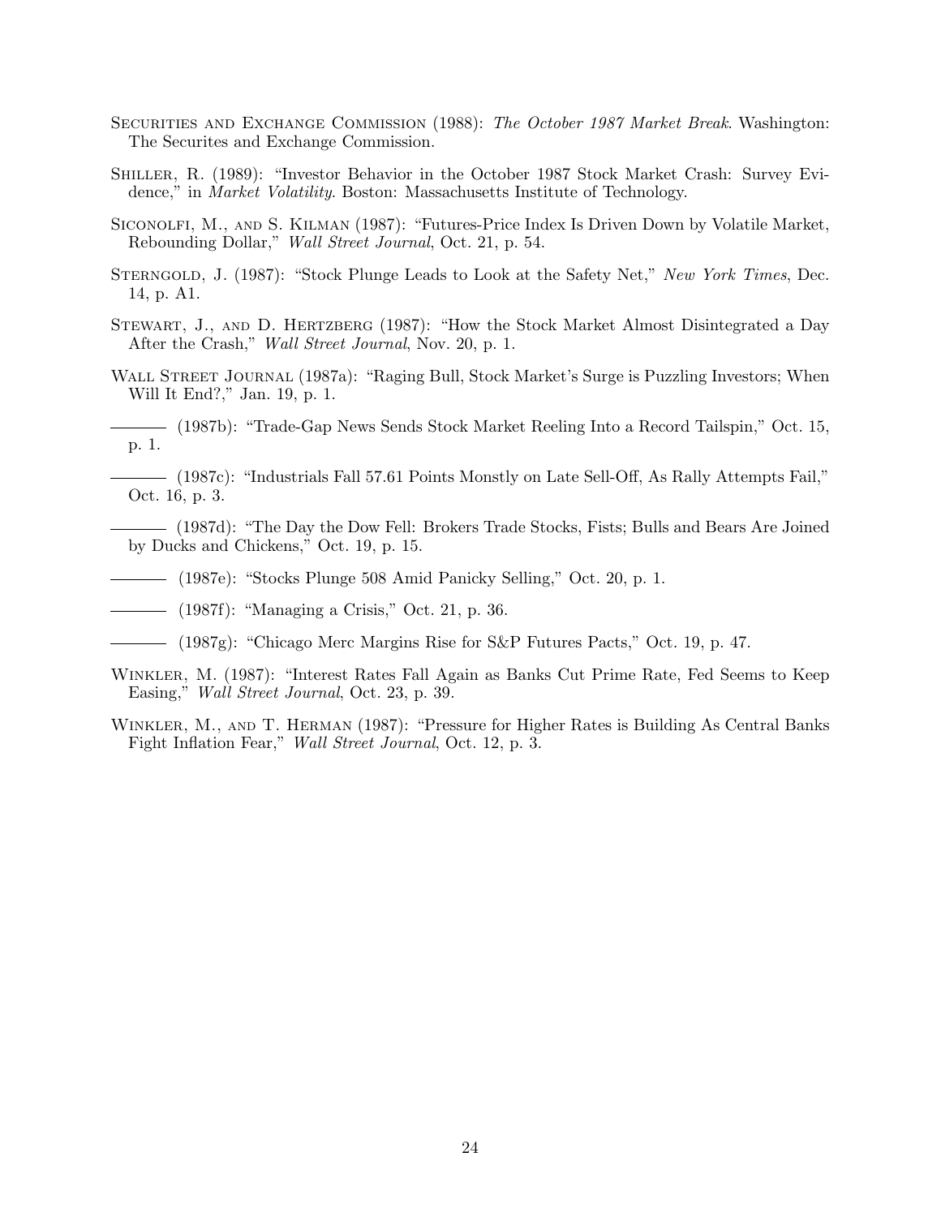Securities and Exchange Commission (1988): *The October 1987 Market Break*. Washington: The Securites and Exchange Commission.

Shiller, R. (1989): "Investor Behavior in the October 1987 Stock Market Crash: Survey Evidence," in *Market Volatility*. Boston: Massachusetts Institute of Technology.

Siconolfi, M., and S. Kilman (1987): "Futures-Price Index Is Driven Down by Volatile Market, Rebounding Dollar," *Wall Street Journal*, Oct. 21, p. 54.

Sterngold, J. (1987): "Stock Plunge Leads to Look at the Safety Net," *New York Times*, Dec. 14, p. A1.

Stewart, J., and D. Hertzberg (1987): "How the Stock Market Almost Disintegrated a Day After the Crash," *Wall Street Journal*, Nov. 20, p. 1.

Wall Street Journal (1987a): "Raging Bull, Stock Market's Surge is Puzzling Investors; When Will It End?," Jan. 19, p. 1.

——— (1987b): "Trade-Gap News Sends Stock Market Reeling Into a Record Tailspin," Oct. 15, p. 1.

——— (1987c): "Industrials Fall 57.61 Points Monstly on Late Sell-Off, As Rally Attempts Fail," Oct. 16, p. 3.

——— (1987d): "The Day the Dow Fell: Brokers Trade Stocks, Fists; Bulls and Bears Are Joined by Ducks and Chickens," Oct. 19, p. 15.

——— (1987e): "Stocks Plunge 508 Amid Panicky Selling," Oct. 20, p. 1.

——— (1987f): "Managing a Crisis," Oct. 21, p. 36.

——— (1987g): "Chicago Merc Margins Rise for S&P Futures Pacts," Oct. 19, p. 47.

Winkler, M. (1987): "Interest Rates Fall Again as Banks Cut Prime Rate, Fed Seems to Keep Easing," *Wall Street Journal*, Oct. 23, p. 39.

Winkler, M., and T. Herman (1987): "Pressure for Higher Rates is Building As Central Banks Fight Inflation Fear," *Wall Street Journal*, Oct. 12, p. 3.